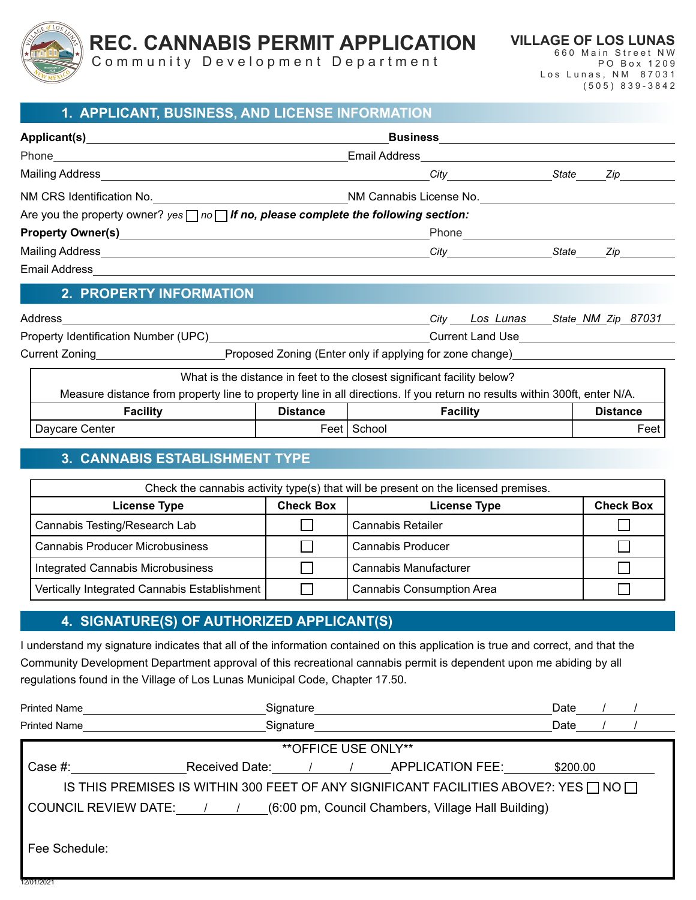# REC. CANNABIS PERMIT APPLICATION

Community Development Department

**VILLAGE OF LOS LUNAS**
660 Main Street NW
PO Box 1209
Los Lunas, NM 87031
(505) 839-3842

## 1. APPLICANT, BUSINESS, AND LICENSE INFORMATION

**Applicant(s)**_______________ **Business**_______________

Phone_______________ Email Address_______________

Mailing Address_______________ *City*_______________ *State*_____ *Zip*_______________

NM CRS Identification No._______________ NM Cannabis License No._______________

Are you the property owner? *yes* ☐ *no* ☐ ***If no, please complete the following section:***

**Property Owner(s)**_______________ Phone_______________

Mailing Address_______________ *City*_______________ *State*_____ *Zip*_______________

Email Address_______________

## 2. PROPERTY INFORMATION

Address_______________ *City* *Los Lunas* *State* *NM* *Zip* *87031*

Property Identification Number (UPC)_______________ Current Land Use_______________

Current Zoning_______________ Proposed Zoning (Enter only if applying for zone change)_______________

| What is the distance in feet to the closest significant facility below? Measure distance from property line to property line in all directions. If you return no results within 300ft, enter N/A. | | | |
|---|---|---|---|
| **Facility** | **Distance** | **Facility** | **Distance** |
| Daycare Center | Feet | School | Feet |

## 3. CANNABIS ESTABLISHMENT TYPE

| Check the cannabis activity type(s) that will be present on the licensed premises. | | | |
|---|---|---|---|
| **License Type** | **Check Box** | **License Type** | **Check Box** |
| Cannabis Testing/Research Lab | ☐ | Cannabis Retailer | ☐ |
| Cannabis Producer Microbusiness | ☐ | Cannabis Producer | ☐ |
| Integrated Cannabis Microbusiness | ☐ | Cannabis Manufacturer | ☐ |
| Vertically Integrated Cannabis Establishment | ☐ | Cannabis Consumption Area | ☐ |

## 4. SIGNATURE(S) OF AUTHORIZED APPLICANT(S)

I understand my signature indicates that all of the information contained on this application is true and correct, and that the Community Development Department approval of this recreational cannabis permit is dependent upon me abiding by all regulations found in the Village of Los Lunas Municipal Code, Chapter 17.50.

Printed Name_______________ Signature_______________ Date____/____/____

Printed Name_______________ Signature_______________ Date____/____/____

**OFFICE USE ONLY**

Case #:_______________ Received Date:____/____/____ APPLICATION FEE: $200.00

IS THIS PREMISES IS WITHIN 300 FEET OF ANY SIGNIFICANT FACILITIES ABOVE?: YES ☐ NO ☐

COUNCIL REVIEW DATE:____/____/____ (6:00 pm, Council Chambers, Village Hall Building)

Fee Schedule:

12/01/2021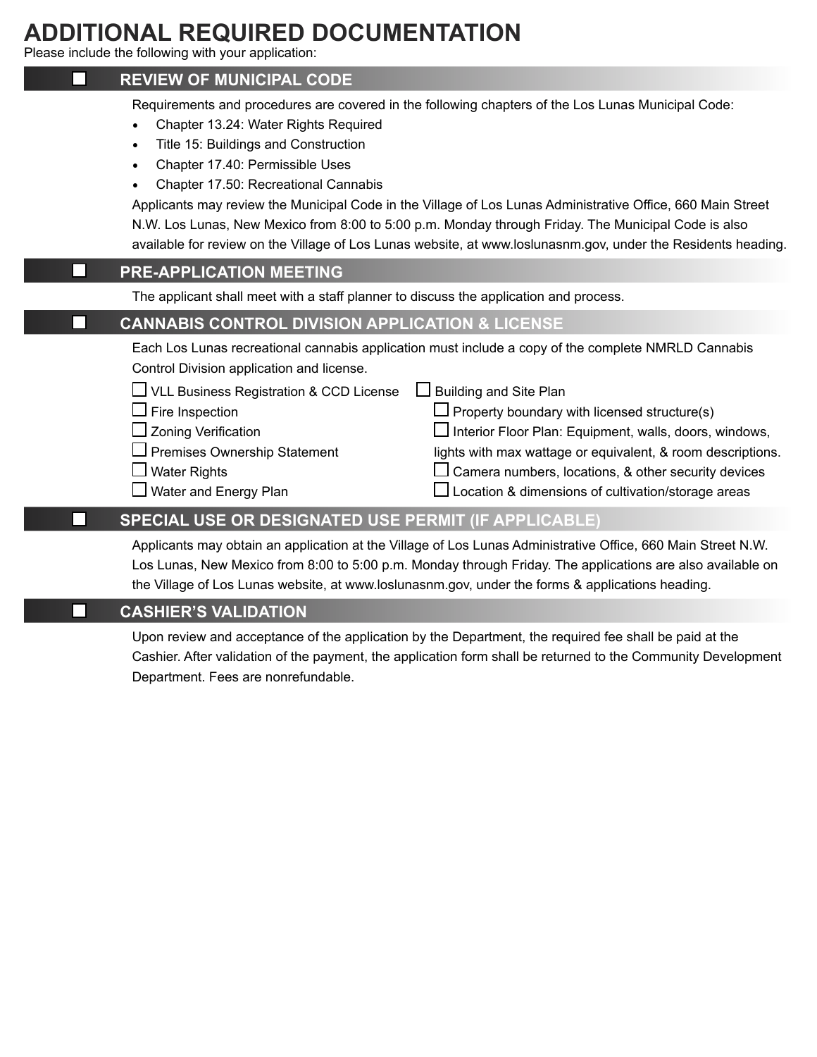# ADDITIONAL REQUIRED DOCUMENTATION

Please include the following with your application:

## ☐ REVIEW OF MUNICIPAL CODE

Requirements and procedures are covered in the following chapters of the Los Lunas Municipal Code:

- Chapter 13.24: Water Rights Required
- Title 15: Buildings and Construction
- Chapter 17.40: Permissible Uses
- Chapter 17.50: Recreational Cannabis

Applicants may review the Municipal Code in the Village of Los Lunas Administrative Office, 660 Main Street N.W. Los Lunas, New Mexico from 8:00 to 5:00 p.m. Monday through Friday. The Municipal Code is also available for review on the Village of Los Lunas website, at www.loslunasnm.gov, under the Residents heading.

## ☐ PRE-APPLICATION MEETING

The applicant shall meet with a staff planner to discuss the application and process.

## ☐ CANNABIS CONTROL DIVISION APPLICATION & LICENSE

Each Los Lunas recreational cannabis application must include a copy of the complete NMRLD Cannabis Control Division application and license.

- ☐ VLL Business Registration & CCD License
- ☐ Fire Inspection
- ☐ Zoning Verification
- ☐ Premises Ownership Statement
- ☐ Water Rights
- ☐ Water and Energy Plan
- ☐ Building and Site Plan
  - ☐ Property boundary with licensed structure(s)
  - ☐ Interior Floor Plan: Equipment, walls, doors, windows, lights with max wattage or equivalent, & room descriptions.
  - ☐ Camera numbers, locations, & other security devices
  - ☐ Location & dimensions of cultivation/storage areas

## ☐ SPECIAL USE OR DESIGNATED USE PERMIT (IF APPLICABLE)

Applicants may obtain an application at the Village of Los Lunas Administrative Office, 660 Main Street N.W. Los Lunas, New Mexico from 8:00 to 5:00 p.m. Monday through Friday. The applications are also available on the Village of Los Lunas website, at www.loslunasnm.gov, under the forms & applications heading.

## ☐ CASHIER'S VALIDATION

Upon review and acceptance of the application by the Department, the required fee shall be paid at the Cashier. After validation of the payment, the application form shall be returned to the Community Development Department. Fees are nonrefundable.